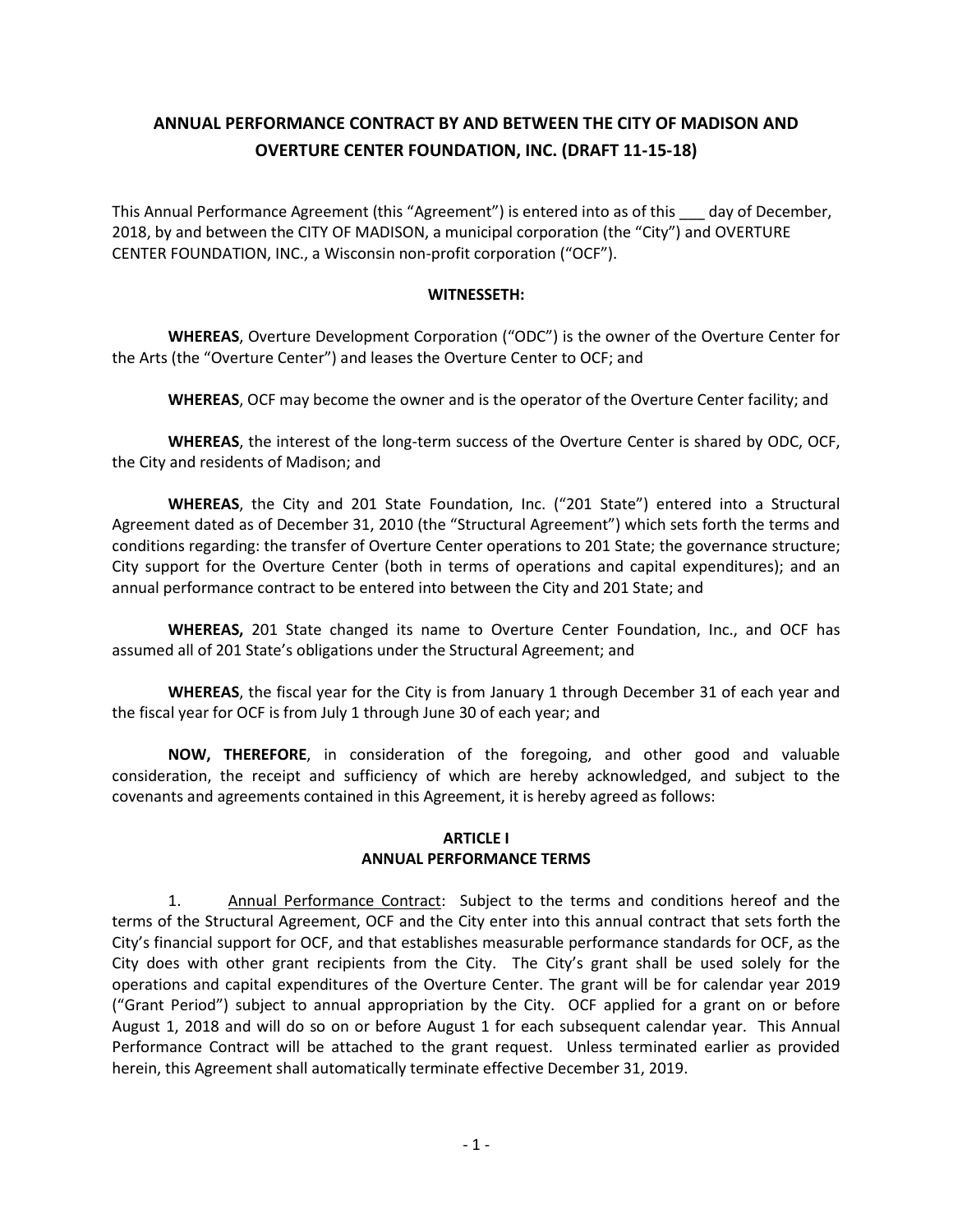# ANNUAL PERFORMANCE CONTRACT BY AND BETWEEN THE CITY OF MADISON AND OVERTURE CENTER FOUNDATION, INC. (DRAFT 11-15-18)

This Annual Performance Agreement (this "Agreement") is entered into as of this ___ day of December, 2018, by and between the CITY OF MADISON, a municipal corporation (the "City") and OVERTURE CENTER FOUNDATION, INC., a Wisconsin non-profit corporation ("OCF").

**WITNESSETH:**

**WHEREAS**, Overture Development Corporation ("ODC") is the owner of the Overture Center for the Arts (the "Overture Center") and leases the Overture Center to OCF; and

**WHEREAS**, OCF may become the owner and is the operator of the Overture Center facility; and

**WHEREAS**, the interest of the long-term success of the Overture Center is shared by ODC, OCF, the City and residents of Madison; and

**WHEREAS**, the City and 201 State Foundation, Inc. ("201 State") entered into a Structural Agreement dated as of December 31, 2010 (the "Structural Agreement") which sets forth the terms and conditions regarding: the transfer of Overture Center operations to 201 State; the governance structure; City support for the Overture Center (both in terms of operations and capital expenditures); and an annual performance contract to be entered into between the City and 201 State; and

**WHEREAS,** 201 State changed its name to Overture Center Foundation, Inc., and OCF has assumed all of 201 State's obligations under the Structural Agreement; and

**WHEREAS**, the fiscal year for the City is from January 1 through December 31 of each year and the fiscal year for OCF is from July 1 through June 30 of each year; and

**NOW, THEREFORE**, in consideration of the foregoing, and other good and valuable consideration, the receipt and sufficiency of which are hereby acknowledged, and subject to the covenants and agreements contained in this Agreement, it is hereby agreed as follows:

## ARTICLE I
## ANNUAL PERFORMANCE TERMS

1. Annual Performance Contract: Subject to the terms and conditions hereof and the terms of the Structural Agreement, OCF and the City enter into this annual contract that sets forth the City's financial support for OCF, and that establishes measurable performance standards for OCF, as the City does with other grant recipients from the City. The City's grant shall be used solely for the operations and capital expenditures of the Overture Center. The grant will be for calendar year 2019 ("Grant Period") subject to annual appropriation by the City. OCF applied for a grant on or before August 1, 2018 and will do so on or before August 1 for each subsequent calendar year. This Annual Performance Contract will be attached to the grant request. Unless terminated earlier as provided herein, this Agreement shall automatically terminate effective December 31, 2019.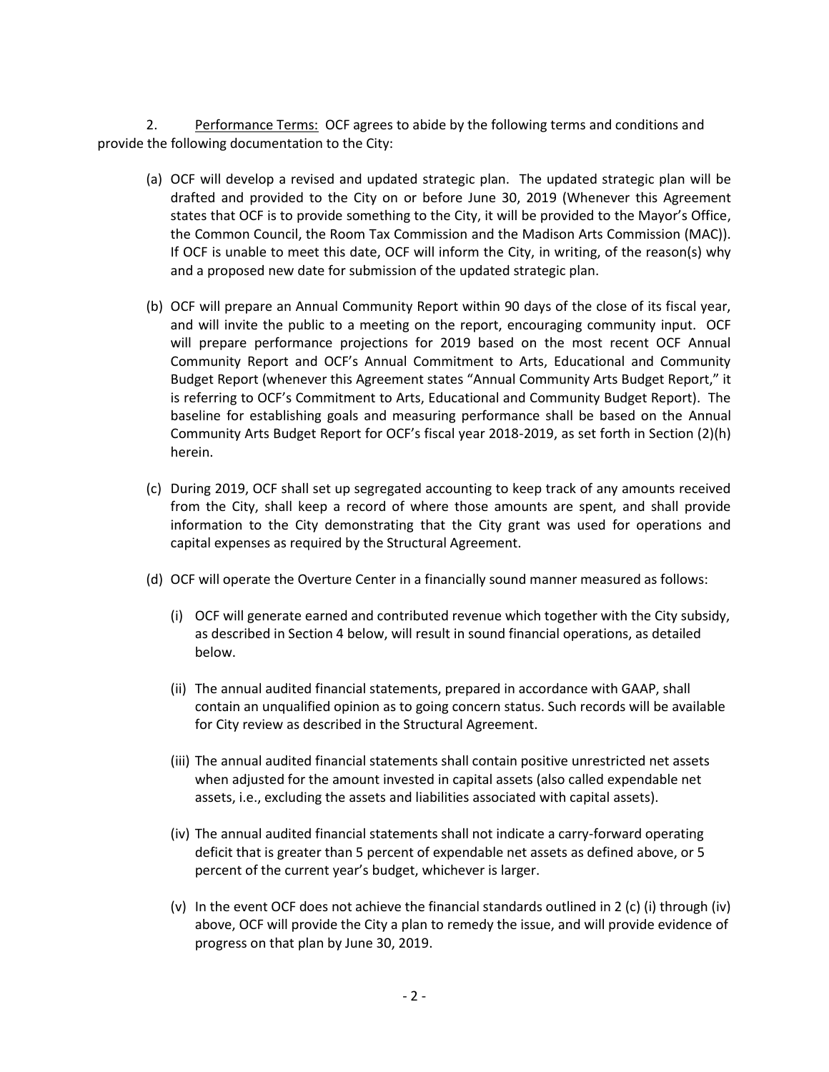2. <u>Performance Terms:</u> OCF agrees to abide by the following terms and conditions and provide the following documentation to the City:

(a) OCF will develop a revised and updated strategic plan. The updated strategic plan will be drafted and provided to the City on or before June 30, 2019 (Whenever this Agreement states that OCF is to provide something to the City, it will be provided to the Mayor's Office, the Common Council, the Room Tax Commission and the Madison Arts Commission (MAC)). If OCF is unable to meet this date, OCF will inform the City, in writing, of the reason(s) why and a proposed new date for submission of the updated strategic plan.

(b) OCF will prepare an Annual Community Report within 90 days of the close of its fiscal year, and will invite the public to a meeting on the report, encouraging community input. OCF will prepare performance projections for 2019 based on the most recent OCF Annual Community Report and OCF's Annual Commitment to Arts, Educational and Community Budget Report (whenever this Agreement states "Annual Community Arts Budget Report," it is referring to OCF's Commitment to Arts, Educational and Community Budget Report). The baseline for establishing goals and measuring performance shall be based on the Annual Community Arts Budget Report for OCF's fiscal year 2018-2019, as set forth in Section (2)(h) herein.

(c) During 2019, OCF shall set up segregated accounting to keep track of any amounts received from the City, shall keep a record of where those amounts are spent, and shall provide information to the City demonstrating that the City grant was used for operations and capital expenses as required by the Structural Agreement.

(d) OCF will operate the Overture Center in a financially sound manner measured as follows:

   (i) OCF will generate earned and contributed revenue which together with the City subsidy, as described in Section 4 below, will result in sound financial operations, as detailed below.

   (ii) The annual audited financial statements, prepared in accordance with GAAP, shall contain an unqualified opinion as to going concern status. Such records will be available for City review as described in the Structural Agreement.

   (iii) The annual audited financial statements shall contain positive unrestricted net assets when adjusted for the amount invested in capital assets (also called expendable net assets, i.e., excluding the assets and liabilities associated with capital assets).

   (iv) The annual audited financial statements shall not indicate a carry-forward operating deficit that is greater than 5 percent of expendable net assets as defined above, or 5 percent of the current year's budget, whichever is larger.

   (v) In the event OCF does not achieve the financial standards outlined in 2 (c) (i) through (iv) above, OCF will provide the City a plan to remedy the issue, and will provide evidence of progress on that plan by June 30, 2019.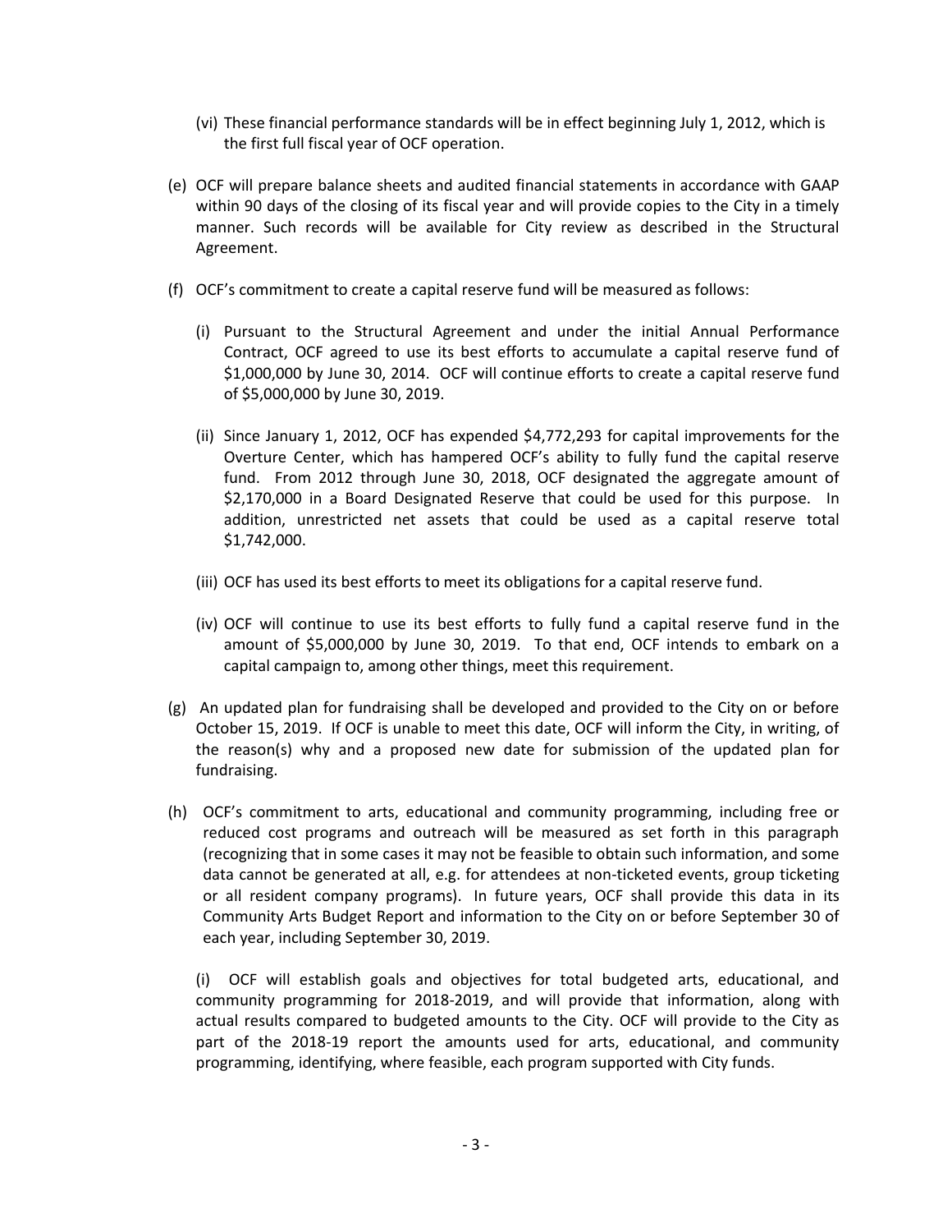(vi) These financial performance standards will be in effect beginning July 1, 2012, which is the first full fiscal year of OCF operation.

(e) OCF will prepare balance sheets and audited financial statements in accordance with GAAP within 90 days of the closing of its fiscal year and will provide copies to the City in a timely manner. Such records will be available for City review as described in the Structural Agreement.

(f) OCF's commitment to create a capital reserve fund will be measured as follows:

(i) Pursuant to the Structural Agreement and under the initial Annual Performance Contract, OCF agreed to use its best efforts to accumulate a capital reserve fund of $1,000,000 by June 30, 2014. OCF will continue efforts to create a capital reserve fund of $5,000,000 by June 30, 2019.

(ii) Since January 1, 2012, OCF has expended $4,772,293 for capital improvements for the Overture Center, which has hampered OCF's ability to fully fund the capital reserve fund. From 2012 through June 30, 2018, OCF designated the aggregate amount of $2,170,000 in a Board Designated Reserve that could be used for this purpose. In addition, unrestricted net assets that could be used as a capital reserve total $1,742,000.

(iii) OCF has used its best efforts to meet its obligations for a capital reserve fund.

(iv) OCF will continue to use its best efforts to fully fund a capital reserve fund in the amount of $5,000,000 by June 30, 2019. To that end, OCF intends to embark on a capital campaign to, among other things, meet this requirement.

(g) An updated plan for fundraising shall be developed and provided to the City on or before October 15, 2019. If OCF is unable to meet this date, OCF will inform the City, in writing, of the reason(s) why and a proposed new date for submission of the updated plan for fundraising.

(h) OCF's commitment to arts, educational and community programming, including free or reduced cost programs and outreach will be measured as set forth in this paragraph (recognizing that in some cases it may not be feasible to obtain such information, and some data cannot be generated at all, e.g. for attendees at non-ticketed events, group ticketing or all resident company programs). In future years, OCF shall provide this data in its Community Arts Budget Report and information to the City on or before September 30 of each year, including September 30, 2019.

(i) OCF will establish goals and objectives for total budgeted arts, educational, and community programming for 2018-2019, and will provide that information, along with actual results compared to budgeted amounts to the City. OCF will provide to the City as part of the 2018-19 report the amounts used for arts, educational, and community programming, identifying, where feasible, each program supported with City funds.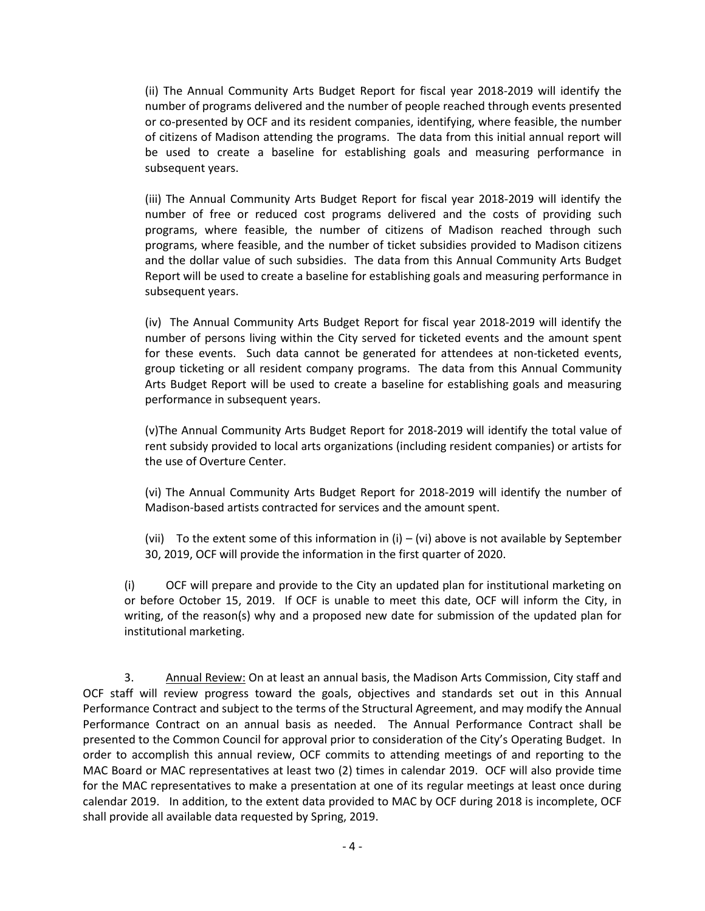(ii) The Annual Community Arts Budget Report for fiscal year 2018-2019 will identify the number of programs delivered and the number of people reached through events presented or co-presented by OCF and its resident companies, identifying, where feasible, the number of citizens of Madison attending the programs. The data from this initial annual report will be used to create a baseline for establishing goals and measuring performance in subsequent years.

(iii) The Annual Community Arts Budget Report for fiscal year 2018-2019 will identify the number of free or reduced cost programs delivered and the costs of providing such programs, where feasible, the number of citizens of Madison reached through such programs, where feasible, and the number of ticket subsidies provided to Madison citizens and the dollar value of such subsidies. The data from this Annual Community Arts Budget Report will be used to create a baseline for establishing goals and measuring performance in subsequent years.

(iv) The Annual Community Arts Budget Report for fiscal year 2018-2019 will identify the number of persons living within the City served for ticketed events and the amount spent for these events. Such data cannot be generated for attendees at non-ticketed events, group ticketing or all resident company programs. The data from this Annual Community Arts Budget Report will be used to create a baseline for establishing goals and measuring performance in subsequent years.

(v)The Annual Community Arts Budget Report for 2018-2019 will identify the total value of rent subsidy provided to local arts organizations (including resident companies) or artists for the use of Overture Center.

(vi) The Annual Community Arts Budget Report for 2018-2019 will identify the number of Madison-based artists contracted for services and the amount spent.

(vii) To the extent some of this information in (i) – (vi) above is not available by September 30, 2019, OCF will provide the information in the first quarter of 2020.

(i) OCF will prepare and provide to the City an updated plan for institutional marketing on or before October 15, 2019. If OCF is unable to meet this date, OCF will inform the City, in writing, of the reason(s) why and a proposed new date for submission of the updated plan for institutional marketing.

3. Annual Review: On at least an annual basis, the Madison Arts Commission, City staff and OCF staff will review progress toward the goals, objectives and standards set out in this Annual Performance Contract and subject to the terms of the Structural Agreement, and may modify the Annual Performance Contract on an annual basis as needed. The Annual Performance Contract shall be presented to the Common Council for approval prior to consideration of the City's Operating Budget. In order to accomplish this annual review, OCF commits to attending meetings of and reporting to the MAC Board or MAC representatives at least two (2) times in calendar 2019. OCF will also provide time for the MAC representatives to make a presentation at one of its regular meetings at least once during calendar 2019. In addition, to the extent data provided to MAC by OCF during 2018 is incomplete, OCF shall provide all available data requested by Spring, 2019.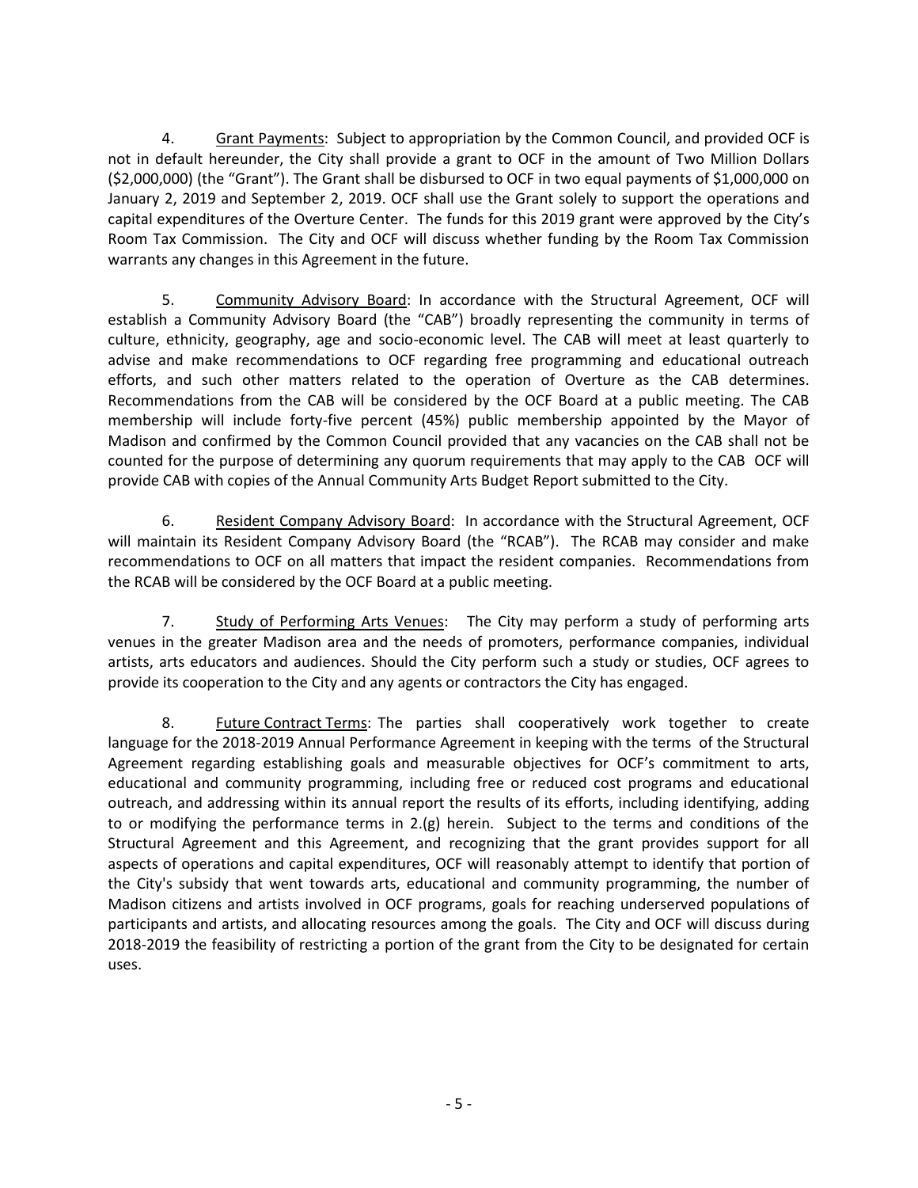4. Grant Payments: Subject to appropriation by the Common Council, and provided OCF is not in default hereunder, the City shall provide a grant to OCF in the amount of Two Million Dollars ($2,000,000) (the "Grant"). The Grant shall be disbursed to OCF in two equal payments of $1,000,000 on January 2, 2019 and September 2, 2019. OCF shall use the Grant solely to support the operations and capital expenditures of the Overture Center. The funds for this 2019 grant were approved by the City's Room Tax Commission. The City and OCF will discuss whether funding by the Room Tax Commission warrants any changes in this Agreement in the future.

5. Community Advisory Board: In accordance with the Structural Agreement, OCF will establish a Community Advisory Board (the "CAB") broadly representing the community in terms of culture, ethnicity, geography, age and socio-economic level. The CAB will meet at least quarterly to advise and make recommendations to OCF regarding free programming and educational outreach efforts, and such other matters related to the operation of Overture as the CAB determines. Recommendations from the CAB will be considered by the OCF Board at a public meeting. The CAB membership will include forty-five percent (45%) public membership appointed by the Mayor of Madison and confirmed by the Common Council provided that any vacancies on the CAB shall not be counted for the purpose of determining any quorum requirements that may apply to the CAB OCF will provide CAB with copies of the Annual Community Arts Budget Report submitted to the City.

6. Resident Company Advisory Board: In accordance with the Structural Agreement, OCF will maintain its Resident Company Advisory Board (the "RCAB"). The RCAB may consider and make recommendations to OCF on all matters that impact the resident companies. Recommendations from the RCAB will be considered by the OCF Board at a public meeting.

7. Study of Performing Arts Venues: The City may perform a study of performing arts venues in the greater Madison area and the needs of promoters, performance companies, individual artists, arts educators and audiences. Should the City perform such a study or studies, OCF agrees to provide its cooperation to the City and any agents or contractors the City has engaged.

8. Future Contract Terms: The parties shall cooperatively work together to create language for the 2018-2019 Annual Performance Agreement in keeping with the terms of the Structural Agreement regarding establishing goals and measurable objectives for OCF's commitment to arts, educational and community programming, including free or reduced cost programs and educational outreach, and addressing within its annual report the results of its efforts, including identifying, adding to or modifying the performance terms in 2.(g) herein. Subject to the terms and conditions of the Structural Agreement and this Agreement, and recognizing that the grant provides support for all aspects of operations and capital expenditures, OCF will reasonably attempt to identify that portion of the City's subsidy that went towards arts, educational and community programming, the number of Madison citizens and artists involved in OCF programs, goals for reaching underserved populations of participants and artists, and allocating resources among the goals. The City and OCF will discuss during 2018-2019 the feasibility of restricting a portion of the grant from the City to be designated for certain uses.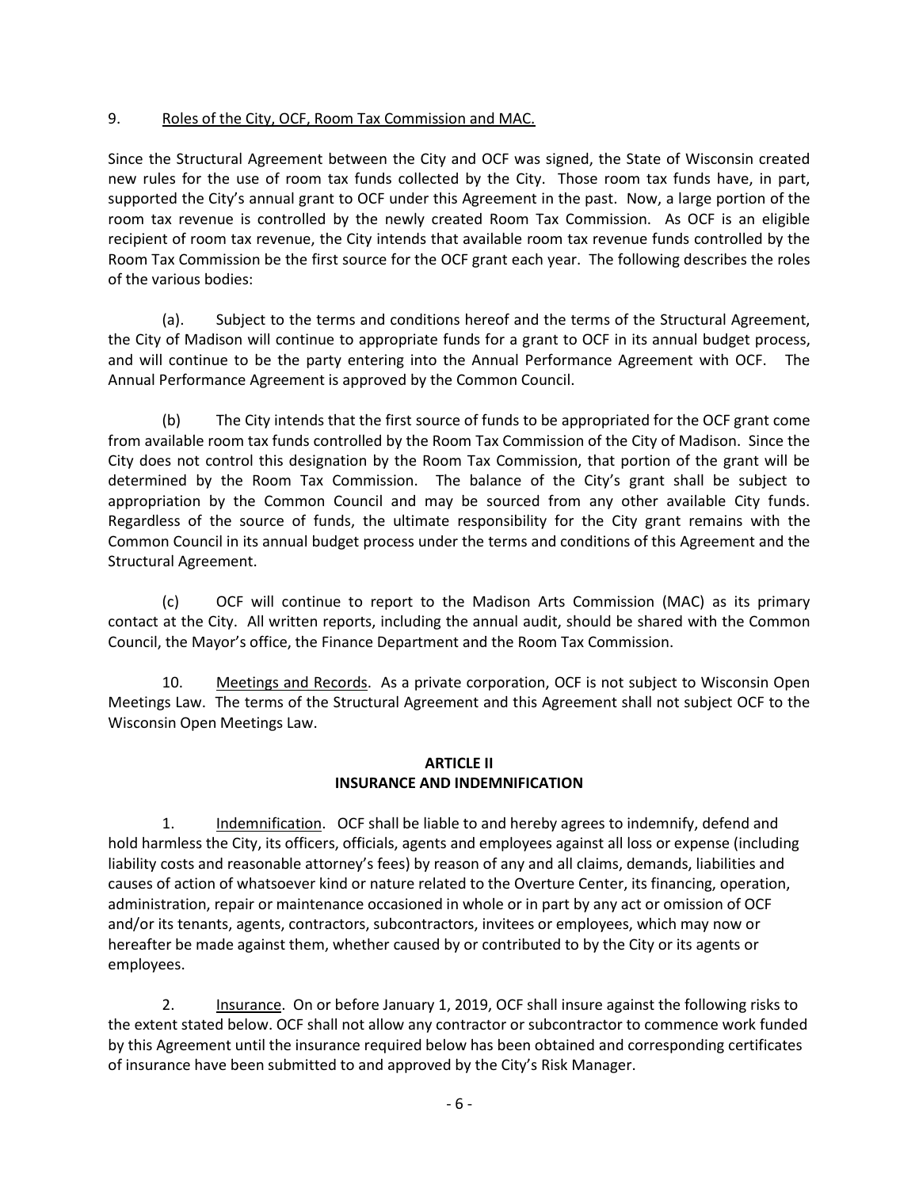9. Roles of the City, OCF, Room Tax Commission and MAC.

Since the Structural Agreement between the City and OCF was signed, the State of Wisconsin created new rules for the use of room tax funds collected by the City. Those room tax funds have, in part, supported the City's annual grant to OCF under this Agreement in the past. Now, a large portion of the room tax revenue is controlled by the newly created Room Tax Commission. As OCF is an eligible recipient of room tax revenue, the City intends that available room tax revenue funds controlled by the Room Tax Commission be the first source for the OCF grant each year. The following describes the roles of the various bodies:

(a). Subject to the terms and conditions hereof and the terms of the Structural Agreement, the City of Madison will continue to appropriate funds for a grant to OCF in its annual budget process, and will continue to be the party entering into the Annual Performance Agreement with OCF. The Annual Performance Agreement is approved by the Common Council.

(b) The City intends that the first source of funds to be appropriated for the OCF grant come from available room tax funds controlled by the Room Tax Commission of the City of Madison. Since the City does not control this designation by the Room Tax Commission, that portion of the grant will be determined by the Room Tax Commission. The balance of the City's grant shall be subject to appropriation by the Common Council and may be sourced from any other available City funds. Regardless of the source of funds, the ultimate responsibility for the City grant remains with the Common Council in its annual budget process under the terms and conditions of this Agreement and the Structural Agreement.

(c) OCF will continue to report to the Madison Arts Commission (MAC) as its primary contact at the City. All written reports, including the annual audit, should be shared with the Common Council, the Mayor's office, the Finance Department and the Room Tax Commission.

10. Meetings and Records. As a private corporation, OCF is not subject to Wisconsin Open Meetings Law. The terms of the Structural Agreement and this Agreement shall not subject OCF to the Wisconsin Open Meetings Law.

## ARTICLE II
## INSURANCE AND INDEMNIFICATION

1. Indemnification. OCF shall be liable to and hereby agrees to indemnify, defend and hold harmless the City, its officers, officials, agents and employees against all loss or expense (including liability costs and reasonable attorney's fees) by reason of any and all claims, demands, liabilities and causes of action of whatsoever kind or nature related to the Overture Center, its financing, operation, administration, repair or maintenance occasioned in whole or in part by any act or omission of OCF and/or its tenants, agents, contractors, subcontractors, invitees or employees, which may now or hereafter be made against them, whether caused by or contributed to by the City or its agents or employees.

2. Insurance. On or before January 1, 2019, OCF shall insure against the following risks to the extent stated below. OCF shall not allow any contractor or subcontractor to commence work funded by this Agreement until the insurance required below has been obtained and corresponding certificates of insurance have been submitted to and approved by the City's Risk Manager.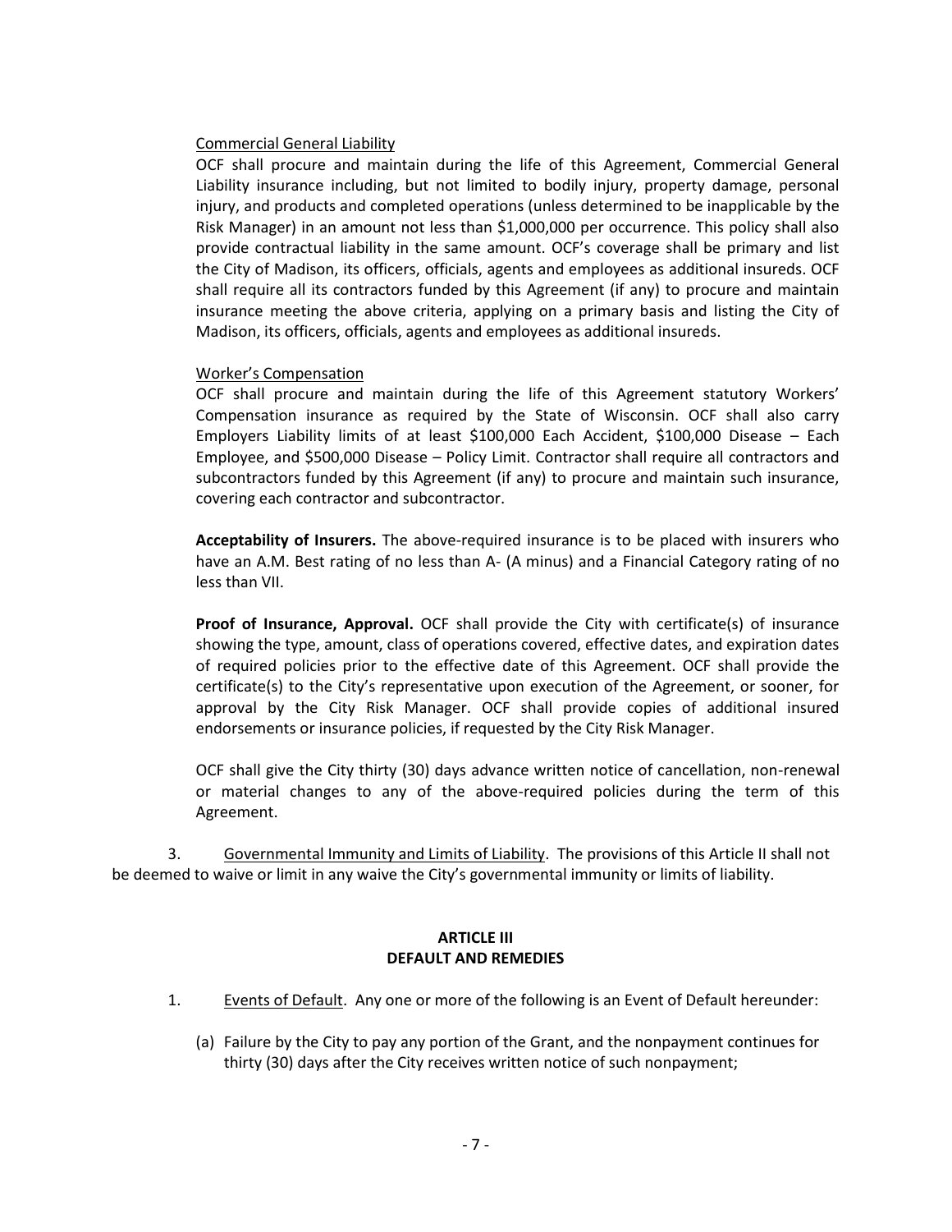Commercial General Liability

OCF shall procure and maintain during the life of this Agreement, Commercial General Liability insurance including, but not limited to bodily injury, property damage, personal injury, and products and completed operations (unless determined to be inapplicable by the Risk Manager) in an amount not less than $1,000,000 per occurrence. This policy shall also provide contractual liability in the same amount. OCF's coverage shall be primary and list the City of Madison, its officers, officials, agents and employees as additional insureds. OCF shall require all its contractors funded by this Agreement (if any) to procure and maintain insurance meeting the above criteria, applying on a primary basis and listing the City of Madison, its officers, officials, agents and employees as additional insureds.

Worker's Compensation

OCF shall procure and maintain during the life of this Agreement statutory Workers' Compensation insurance as required by the State of Wisconsin. OCF shall also carry Employers Liability limits of at least $100,000 Each Accident, $100,000 Disease – Each Employee, and $500,000 Disease – Policy Limit. Contractor shall require all contractors and subcontractors funded by this Agreement (if any) to procure and maintain such insurance, covering each contractor and subcontractor.

**Acceptability of Insurers.** The above-required insurance is to be placed with insurers who have an A.M. Best rating of no less than A- (A minus) and a Financial Category rating of no less than VII.

**Proof of Insurance, Approval.** OCF shall provide the City with certificate(s) of insurance showing the type, amount, class of operations covered, effective dates, and expiration dates of required policies prior to the effective date of this Agreement. OCF shall provide the certificate(s) to the City's representative upon execution of the Agreement, or sooner, for approval by the City Risk Manager. OCF shall provide copies of additional insured endorsements or insurance policies, if requested by the City Risk Manager.

OCF shall give the City thirty (30) days advance written notice of cancellation, non-renewal or material changes to any of the above-required policies during the term of this Agreement.

3. Governmental Immunity and Limits of Liability. The provisions of this Article II shall not be deemed to waive or limit in any waive the City's governmental immunity or limits of liability.

**ARTICLE III**
**DEFAULT AND REMEDIES**

1. Events of Default. Any one or more of the following is an Event of Default hereunder:

(a) Failure by the City to pay any portion of the Grant, and the nonpayment continues for thirty (30) days after the City receives written notice of such nonpayment;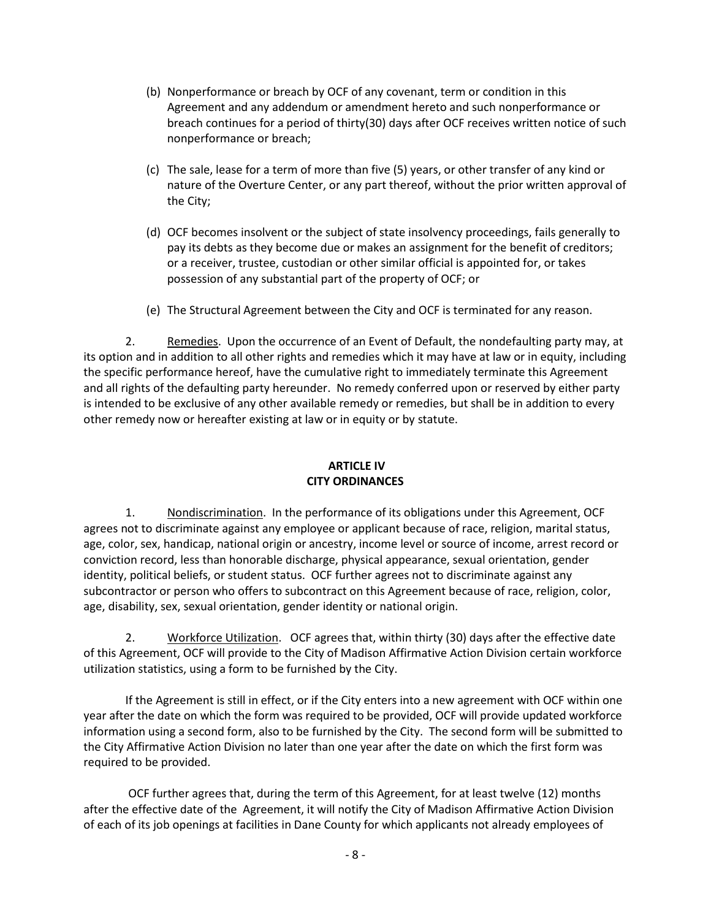(b) Nonperformance or breach by OCF of any covenant, term or condition in this Agreement and any addendum or amendment hereto and such nonperformance or breach continues for a period of thirty(30) days after OCF receives written notice of such nonperformance or breach;

(c) The sale, lease for a term of more than five (5) years, or other transfer of any kind or nature of the Overture Center, or any part thereof, without the prior written approval of the City;

(d) OCF becomes insolvent or the subject of state insolvency proceedings, fails generally to pay its debts as they become due or makes an assignment for the benefit of creditors; or a receiver, trustee, custodian or other similar official is appointed for, or takes possession of any substantial part of the property of OCF; or

(e) The Structural Agreement between the City and OCF is terminated for any reason.

2. Remedies. Upon the occurrence of an Event of Default, the nondefaulting party may, at its option and in addition to all other rights and remedies which it may have at law or in equity, including the specific performance hereof, have the cumulative right to immediately terminate this Agreement and all rights of the defaulting party hereunder. No remedy conferred upon or reserved by either party is intended to be exclusive of any other available remedy or remedies, but shall be in addition to every other remedy now or hereafter existing at law or in equity or by statute.

## ARTICLE IV
## CITY ORDINANCES

1. Nondiscrimination. In the performance of its obligations under this Agreement, OCF agrees not to discriminate against any employee or applicant because of race, religion, marital status, age, color, sex, handicap, national origin or ancestry, income level or source of income, arrest record or conviction record, less than honorable discharge, physical appearance, sexual orientation, gender identity, political beliefs, or student status. OCF further agrees not to discriminate against any subcontractor or person who offers to subcontract on this Agreement because of race, religion, color, age, disability, sex, sexual orientation, gender identity or national origin.

2. Workforce Utilization. OCF agrees that, within thirty (30) days after the effective date of this Agreement, OCF will provide to the City of Madison Affirmative Action Division certain workforce utilization statistics, using a form to be furnished by the City.

If the Agreement is still in effect, or if the City enters into a new agreement with OCF within one year after the date on which the form was required to be provided, OCF will provide updated workforce information using a second form, also to be furnished by the City. The second form will be submitted to the City Affirmative Action Division no later than one year after the date on which the first form was required to be provided.

OCF further agrees that, during the term of this Agreement, for at least twelve (12) months after the effective date of the Agreement, it will notify the City of Madison Affirmative Action Division of each of its job openings at facilities in Dane County for which applicants not already employees of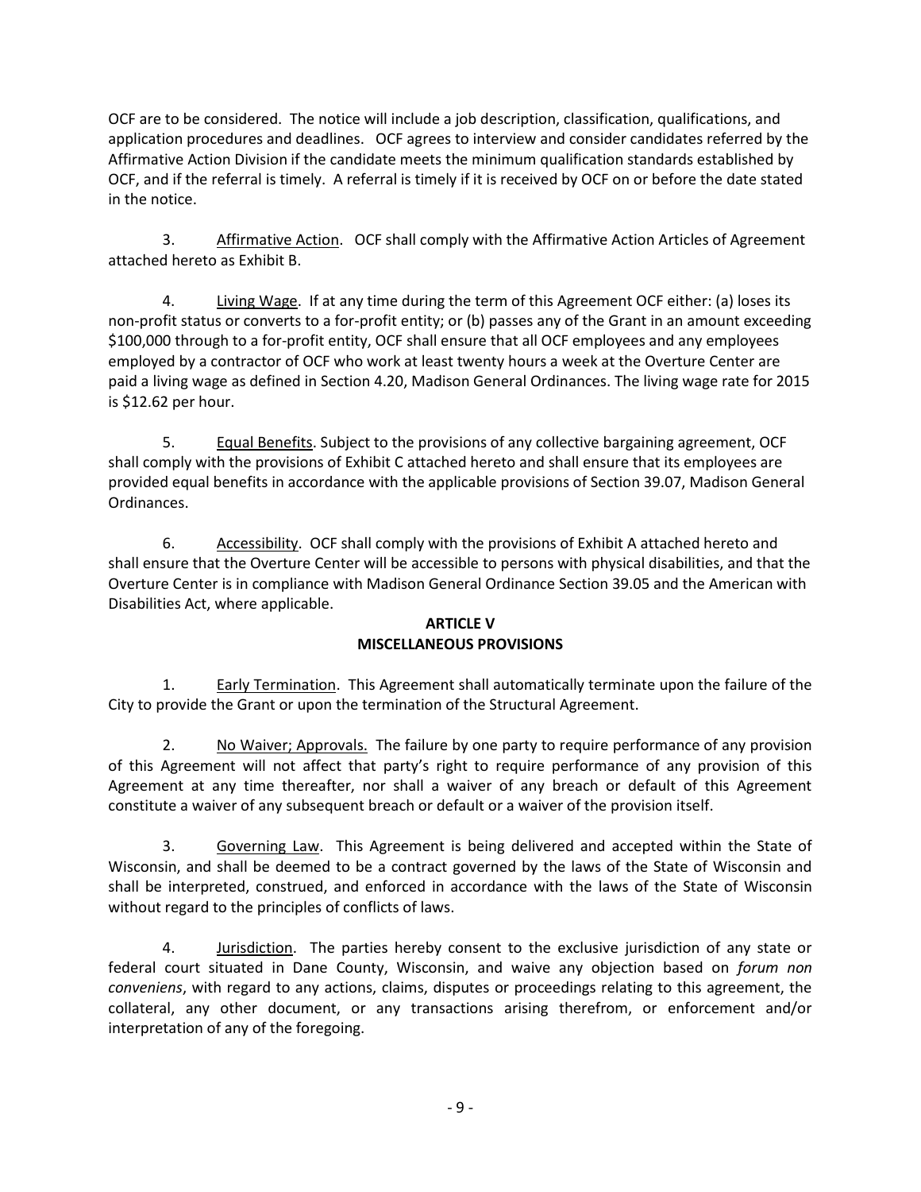OCF are to be considered. The notice will include a job description, classification, qualifications, and application procedures and deadlines. OCF agrees to interview and consider candidates referred by the Affirmative Action Division if the candidate meets the minimum qualification standards established by OCF, and if the referral is timely. A referral is timely if it is received by OCF on or before the date stated in the notice.

3. Affirmative Action. OCF shall comply with the Affirmative Action Articles of Agreement attached hereto as Exhibit B.

4. Living Wage. If at any time during the term of this Agreement OCF either: (a) loses its non-profit status or converts to a for-profit entity; or (b) passes any of the Grant in an amount exceeding $100,000 through to a for-profit entity, OCF shall ensure that all OCF employees and any employees employed by a contractor of OCF who work at least twenty hours a week at the Overture Center are paid a living wage as defined in Section 4.20, Madison General Ordinances. The living wage rate for 2015 is $12.62 per hour.

5. Equal Benefits. Subject to the provisions of any collective bargaining agreement, OCF shall comply with the provisions of Exhibit C attached hereto and shall ensure that its employees are provided equal benefits in accordance with the applicable provisions of Section 39.07, Madison General Ordinances.

6. Accessibility. OCF shall comply with the provisions of Exhibit A attached hereto and shall ensure that the Overture Center will be accessible to persons with physical disabilities, and that the Overture Center is in compliance with Madison General Ordinance Section 39.05 and the American with Disabilities Act, where applicable.

## ARTICLE V
## MISCELLANEOUS PROVISIONS

1. Early Termination. This Agreement shall automatically terminate upon the failure of the City to provide the Grant or upon the termination of the Structural Agreement.

2. No Waiver; Approvals. The failure by one party to require performance of any provision of this Agreement will not affect that party's right to require performance of any provision of this Agreement at any time thereafter, nor shall a waiver of any breach or default of this Agreement constitute a waiver of any subsequent breach or default or a waiver of the provision itself.

3. Governing Law. This Agreement is being delivered and accepted within the State of Wisconsin, and shall be deemed to be a contract governed by the laws of the State of Wisconsin and shall be interpreted, construed, and enforced in accordance with the laws of the State of Wisconsin without regard to the principles of conflicts of laws.

4. Jurisdiction. The parties hereby consent to the exclusive jurisdiction of any state or federal court situated in Dane County, Wisconsin, and waive any objection based on *forum non conveniens*, with regard to any actions, claims, disputes or proceedings relating to this agreement, the collateral, any other document, or any transactions arising therefrom, or enforcement and/or interpretation of any of the foregoing.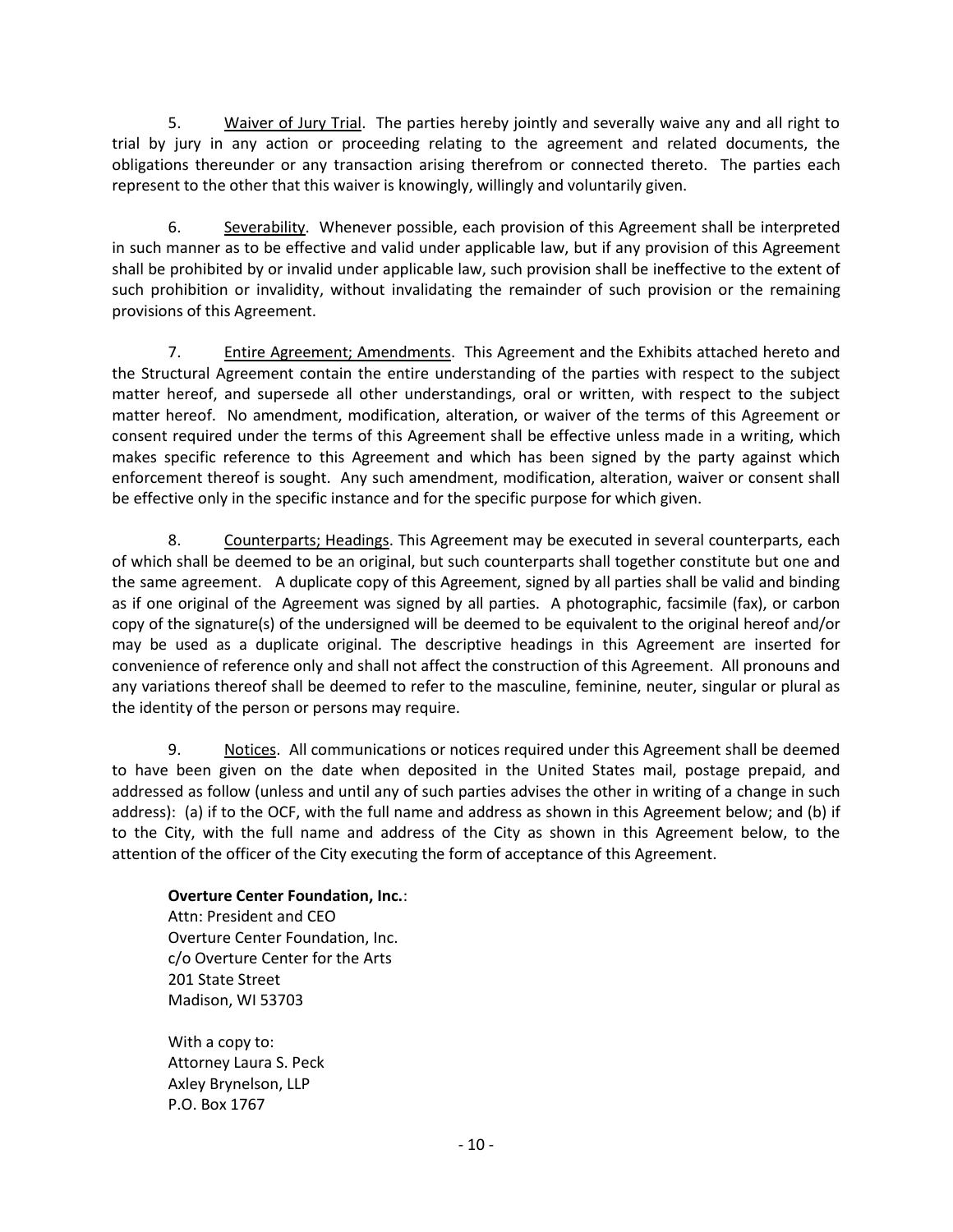5. <u>Waiver of Jury Trial</u>. The parties hereby jointly and severally waive any and all right to trial by jury in any action or proceeding relating to the agreement and related documents, the obligations thereunder or any transaction arising therefrom or connected thereto. The parties each represent to the other that this waiver is knowingly, willingly and voluntarily given.

6. <u>Severability</u>. Whenever possible, each provision of this Agreement shall be interpreted in such manner as to be effective and valid under applicable law, but if any provision of this Agreement shall be prohibited by or invalid under applicable law, such provision shall be ineffective to the extent of such prohibition or invalidity, without invalidating the remainder of such provision or the remaining provisions of this Agreement.

7. <u>Entire Agreement; Amendments</u>. This Agreement and the Exhibits attached hereto and the Structural Agreement contain the entire understanding of the parties with respect to the subject matter hereof, and supersede all other understandings, oral or written, with respect to the subject matter hereof. No amendment, modification, alteration, or waiver of the terms of this Agreement or consent required under the terms of this Agreement shall be effective unless made in a writing, which makes specific reference to this Agreement and which has been signed by the party against which enforcement thereof is sought. Any such amendment, modification, alteration, waiver or consent shall be effective only in the specific instance and for the specific purpose for which given.

8. <u>Counterparts; Headings</u>. This Agreement may be executed in several counterparts, each of which shall be deemed to be an original, but such counterparts shall together constitute but one and the same agreement. A duplicate copy of this Agreement, signed by all parties shall be valid and binding as if one original of the Agreement was signed by all parties. A photographic, facsimile (fax), or carbon copy of the signature(s) of the undersigned will be deemed to be equivalent to the original hereof and/or may be used as a duplicate original. The descriptive headings in this Agreement are inserted for convenience of reference only and shall not affect the construction of this Agreement. All pronouns and any variations thereof shall be deemed to refer to the masculine, feminine, neuter, singular or plural as the identity of the person or persons may require.

9. <u>Notices</u>. All communications or notices required under this Agreement shall be deemed to have been given on the date when deposited in the United States mail, postage prepaid, and addressed as follow (unless and until any of such parties advises the other in writing of a change in such address): (a) if to the OCF, with the full name and address as shown in this Agreement below; and (b) if to the City, with the full name and address of the City as shown in this Agreement below, to the attention of the officer of the City executing the form of acceptance of this Agreement.

**Overture Center Foundation, Inc.**:
Attn: President and CEO
Overture Center Foundation, Inc.
c/o Overture Center for the Arts
201 State Street
Madison, WI 53703

With a copy to:
Attorney Laura S. Peck
Axley Brynelson, LLP
P.O. Box 1767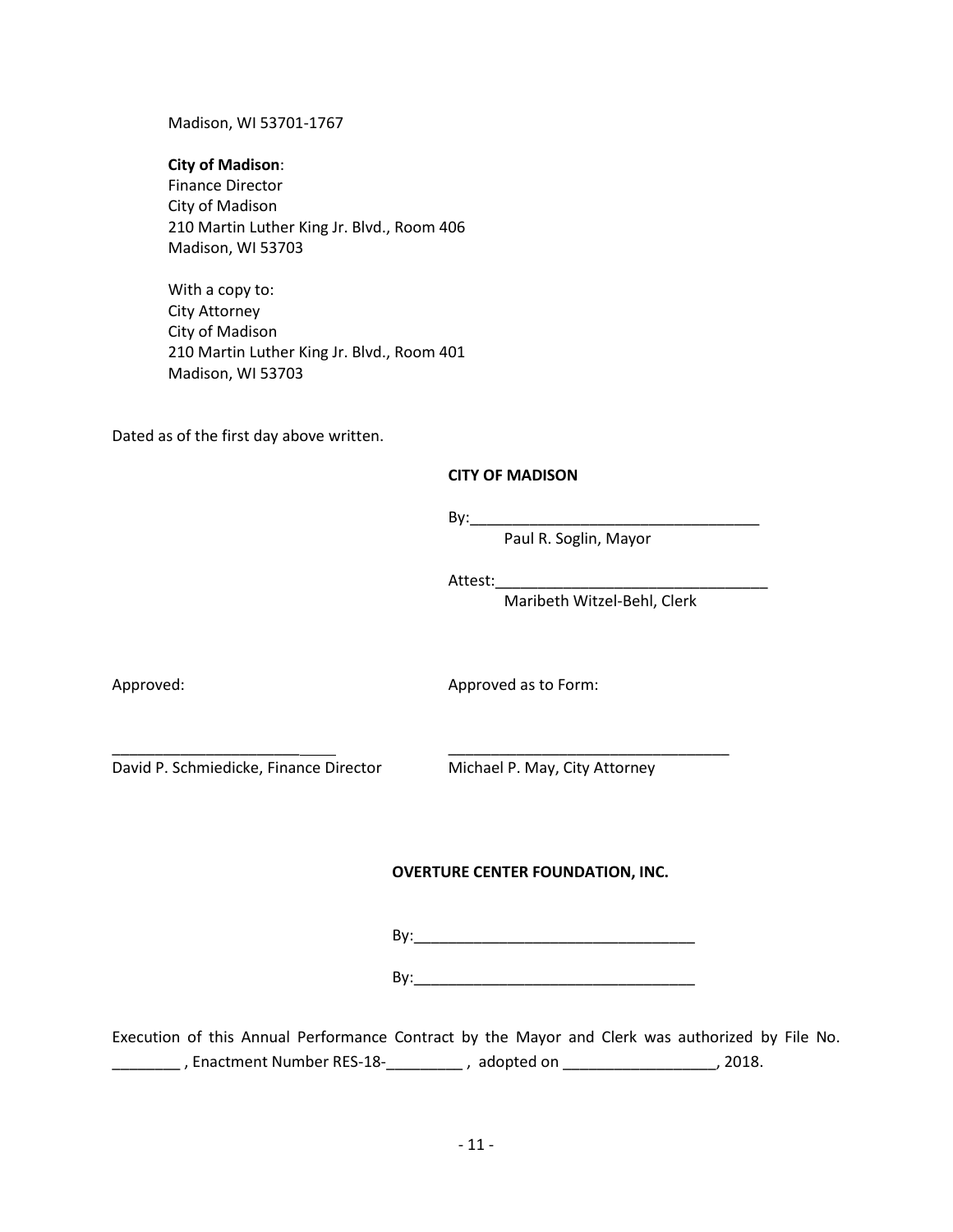Madison, WI 53701-1767

**City of Madison**:
Finance Director
City of Madison
210 Martin Luther King Jr. Blvd., Room 406
Madison, WI 53703

With a copy to:
City Attorney
City of Madison
210 Martin Luther King Jr. Blvd., Room 401
Madison, WI 53703

Dated as of the first day above written.

**CITY OF MADISON**

By:__________________________________
Paul R. Soglin, Mayor

Attest:________________________________
Maribeth Witzel-Behl, Clerk

Approved:

__________________________
David P. Schmiedicke, Finance Director

Approved as to Form:

_________________________________
Michael P. May, City Attorney

**OVERTURE CENTER FOUNDATION, INC.**

By:_________________________________

By:_________________________________

Execution of this Annual Performance Contract by the Mayor and Clerk was authorized by File No. ________ , Enactment Number RES-18-_________ , adopted on __________________, 2018.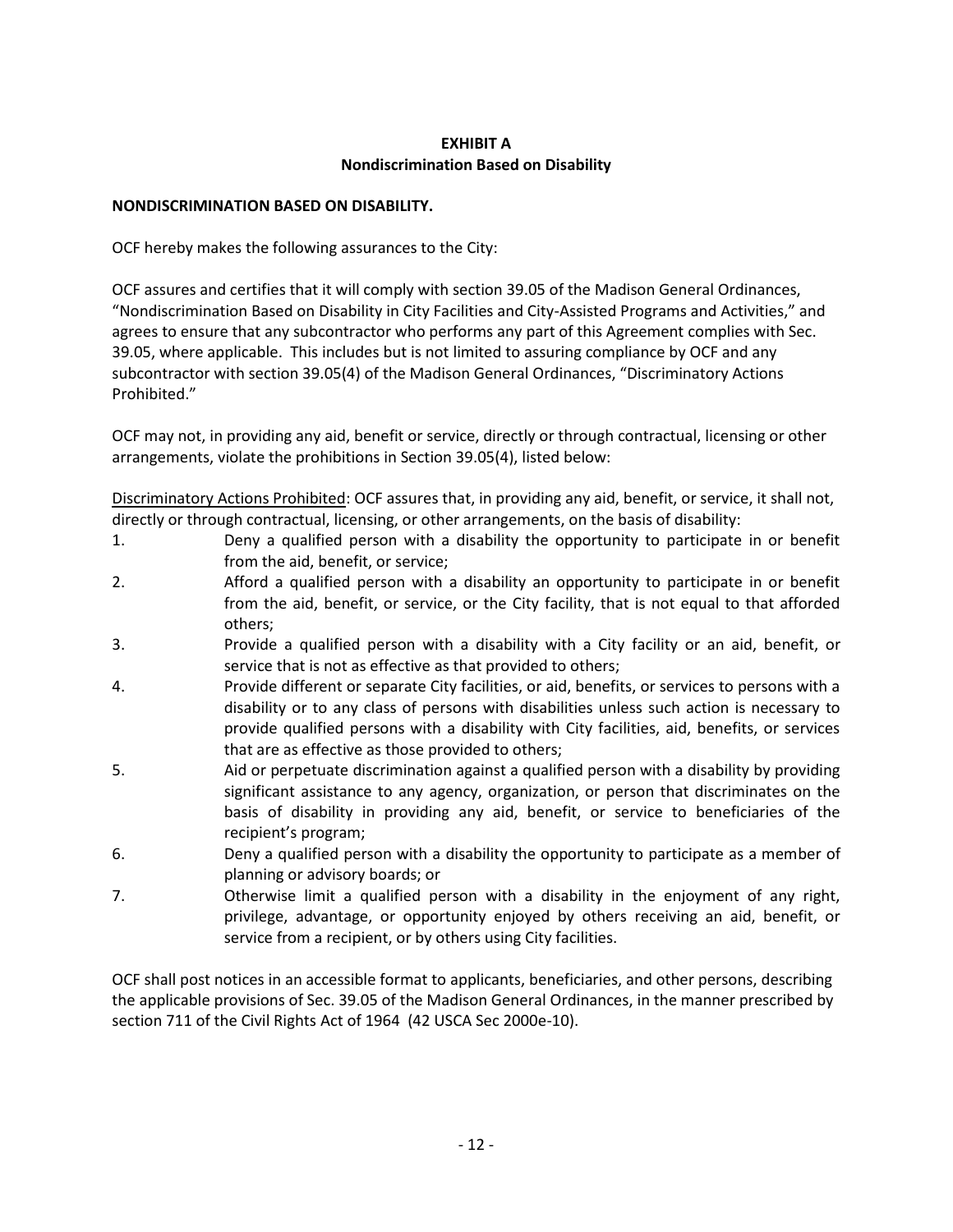# EXHIBIT A
## Nondiscrimination Based on Disability

**NONDISCRIMINATION BASED ON DISABILITY.**

OCF hereby makes the following assurances to the City:

OCF assures and certifies that it will comply with section 39.05 of the Madison General Ordinances, "Nondiscrimination Based on Disability in City Facilities and City-Assisted Programs and Activities," and agrees to ensure that any subcontractor who performs any part of this Agreement complies with Sec. 39.05, where applicable. This includes but is not limited to assuring compliance by OCF and any subcontractor with section 39.05(4) of the Madison General Ordinances, "Discriminatory Actions Prohibited."

OCF may not, in providing any aid, benefit or service, directly or through contractual, licensing or other arrangements, violate the prohibitions in Section 39.05(4), listed below:

<u>Discriminatory Actions Prohibited</u>: OCF assures that, in providing any aid, benefit, or service, it shall not, directly or through contractual, licensing, or other arrangements, on the basis of disability:

1. Deny a qualified person with a disability the opportunity to participate in or benefit from the aid, benefit, or service;
2. Afford a qualified person with a disability an opportunity to participate in or benefit from the aid, benefit, or service, or the City facility, that is not equal to that afforded others;
3. Provide a qualified person with a disability with a City facility or an aid, benefit, or service that is not as effective as that provided to others;
4. Provide different or separate City facilities, or aid, benefits, or services to persons with a disability or to any class of persons with disabilities unless such action is necessary to provide qualified persons with a disability with City facilities, aid, benefits, or services that are as effective as those provided to others;
5. Aid or perpetuate discrimination against a qualified person with a disability by providing significant assistance to any agency, organization, or person that discriminates on the basis of disability in providing any aid, benefit, or service to beneficiaries of the recipient's program;
6. Deny a qualified person with a disability the opportunity to participate as a member of planning or advisory boards; or
7. Otherwise limit a qualified person with a disability in the enjoyment of any right, privilege, advantage, or opportunity enjoyed by others receiving an aid, benefit, or service from a recipient, or by others using City facilities.

OCF shall post notices in an accessible format to applicants, beneficiaries, and other persons, describing the applicable provisions of Sec. 39.05 of the Madison General Ordinances, in the manner prescribed by section 711 of the Civil Rights Act of 1964 (42 USCA Sec 2000e-10).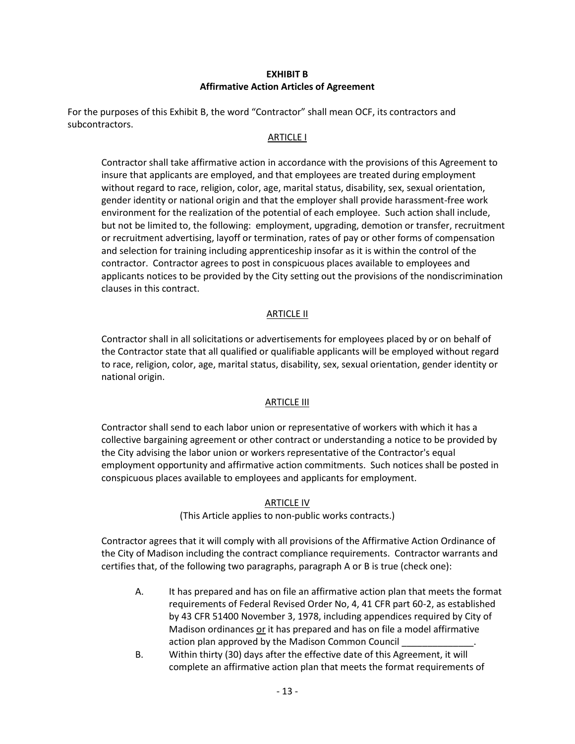**EXHIBIT B**
**Affirmative Action Articles of Agreement**

For the purposes of this Exhibit B, the word "Contractor" shall mean OCF, its contractors and subcontractors.

ARTICLE I

Contractor shall take affirmative action in accordance with the provisions of this Agreement to insure that applicants are employed, and that employees are treated during employment without regard to race, religion, color, age, marital status, disability, sex, sexual orientation, gender identity or national origin and that the employer shall provide harassment-free work environment for the realization of the potential of each employee. Such action shall include, but not be limited to, the following: employment, upgrading, demotion or transfer, recruitment or recruitment advertising, layoff or termination, rates of pay or other forms of compensation and selection for training including apprenticeship insofar as it is within the control of the contractor. Contractor agrees to post in conspicuous places available to employees and applicants notices to be provided by the City setting out the provisions of the nondiscrimination clauses in this contract.

ARTICLE II

Contractor shall in all solicitations or advertisements for employees placed by or on behalf of the Contractor state that all qualified or qualifiable applicants will be employed without regard to race, religion, color, age, marital status, disability, sex, sexual orientation, gender identity or national origin.

ARTICLE III

Contractor shall send to each labor union or representative of workers with which it has a collective bargaining agreement or other contract or understanding a notice to be provided by the City advising the labor union or workers representative of the Contractor's equal employment opportunity and affirmative action commitments. Such notices shall be posted in conspicuous places available to employees and applicants for employment.

ARTICLE IV

(This Article applies to non-public works contracts.)

Contractor agrees that it will comply with all provisions of the Affirmative Action Ordinance of the City of Madison including the contract compliance requirements. Contractor warrants and certifies that, of the following two paragraphs, paragraph A or B is true (check one):

A. It has prepared and has on file an affirmative action plan that meets the format requirements of Federal Revised Order No, 4, 41 CFR part 60-2, as established by 43 CFR 51400 November 3, 1978, including appendices required by City of Madison ordinances or it has prepared and has on file a model affirmative action plan approved by the Madison Common Council ______________.

B. Within thirty (30) days after the effective date of this Agreement, it will complete an affirmative action plan that meets the format requirements of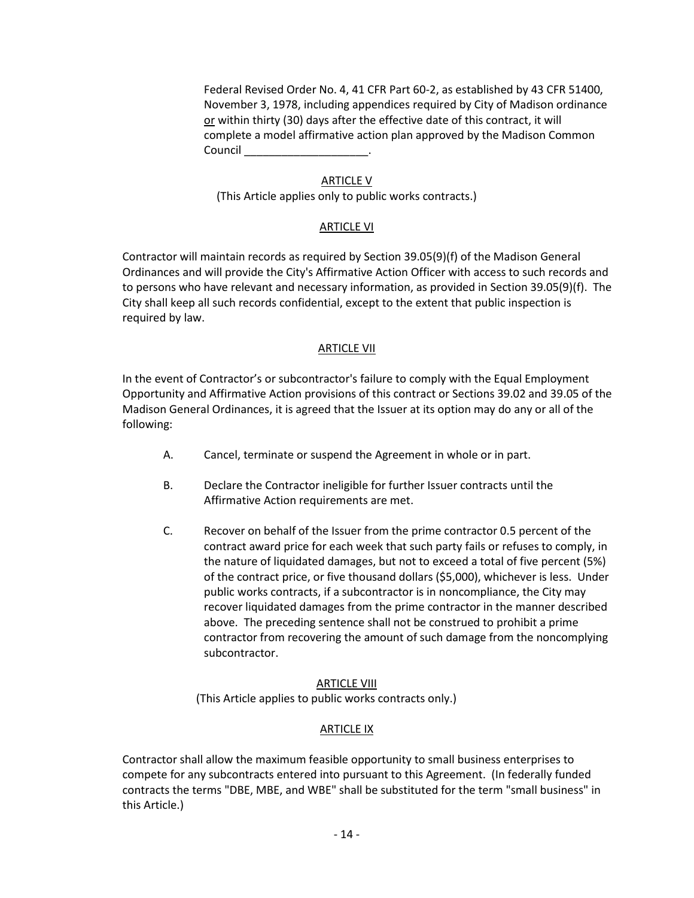Federal Revised Order No. 4, 41 CFR Part 60-2, as established by 43 CFR 51400, November 3, 1978, including appendices required by City of Madison ordinance or within thirty (30) days after the effective date of this contract, it will complete a model affirmative action plan approved by the Madison Common Council ____________________.

ARTICLE V

(This Article applies only to public works contracts.)

ARTICLE VI

Contractor will maintain records as required by Section 39.05(9)(f) of the Madison General Ordinances and will provide the City's Affirmative Action Officer with access to such records and to persons who have relevant and necessary information, as provided in Section 39.05(9)(f). The City shall keep all such records confidential, except to the extent that public inspection is required by law.

ARTICLE VII

In the event of Contractor's or subcontractor's failure to comply with the Equal Employment Opportunity and Affirmative Action provisions of this contract or Sections 39.02 and 39.05 of the Madison General Ordinances, it is agreed that the Issuer at its option may do any or all of the following:

A. Cancel, terminate or suspend the Agreement in whole or in part.

B. Declare the Contractor ineligible for further Issuer contracts until the Affirmative Action requirements are met.

C. Recover on behalf of the Issuer from the prime contractor 0.5 percent of the contract award price for each week that such party fails or refuses to comply, in the nature of liquidated damages, but not to exceed a total of five percent (5%) of the contract price, or five thousand dollars ($5,000), whichever is less. Under public works contracts, if a subcontractor is in noncompliance, the City may recover liquidated damages from the prime contractor in the manner described above. The preceding sentence shall not be construed to prohibit a prime contractor from recovering the amount of such damage from the noncomplying subcontractor.

ARTICLE VIII

(This Article applies to public works contracts only.)

ARTICLE IX

Contractor shall allow the maximum feasible opportunity to small business enterprises to compete for any subcontracts entered into pursuant to this Agreement. (In federally funded contracts the terms "DBE, MBE, and WBE" shall be substituted for the term "small business" in this Article.)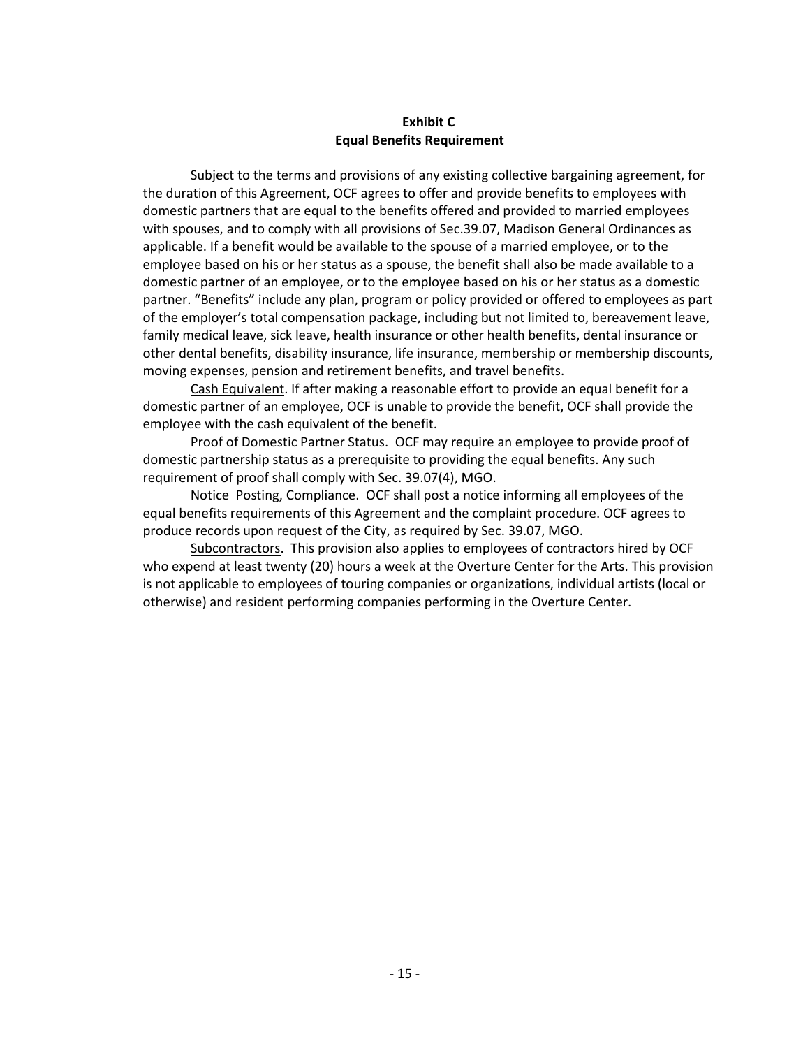**Exhibit C**
**Equal Benefits Requirement**

Subject to the terms and provisions of any existing collective bargaining agreement, for the duration of this Agreement, OCF agrees to offer and provide benefits to employees with domestic partners that are equal to the benefits offered and provided to married employees with spouses, and to comply with all provisions of Sec.39.07, Madison General Ordinances as applicable. If a benefit would be available to the spouse of a married employee, or to the employee based on his or her status as a spouse, the benefit shall also be made available to a domestic partner of an employee, or to the employee based on his or her status as a domestic partner. "Benefits" include any plan, program or policy provided or offered to employees as part of the employer's total compensation package, including but not limited to, bereavement leave, family medical leave, sick leave, health insurance or other health benefits, dental insurance or other dental benefits, disability insurance, life insurance, membership or membership discounts, moving expenses, pension and retirement benefits, and travel benefits.

Cash Equivalent. If after making a reasonable effort to provide an equal benefit for a domestic partner of an employee, OCF is unable to provide the benefit, OCF shall provide the employee with the cash equivalent of the benefit.

Proof of Domestic Partner Status. OCF may require an employee to provide proof of domestic partnership status as a prerequisite to providing the equal benefits. Any such requirement of proof shall comply with Sec. 39.07(4), MGO.

Notice Posting, Compliance. OCF shall post a notice informing all employees of the equal benefits requirements of this Agreement and the complaint procedure. OCF agrees to produce records upon request of the City, as required by Sec. 39.07, MGO.

Subcontractors. This provision also applies to employees of contractors hired by OCF who expend at least twenty (20) hours a week at the Overture Center for the Arts. This provision is not applicable to employees of touring companies or organizations, individual artists (local or otherwise) and resident performing companies performing in the Overture Center.